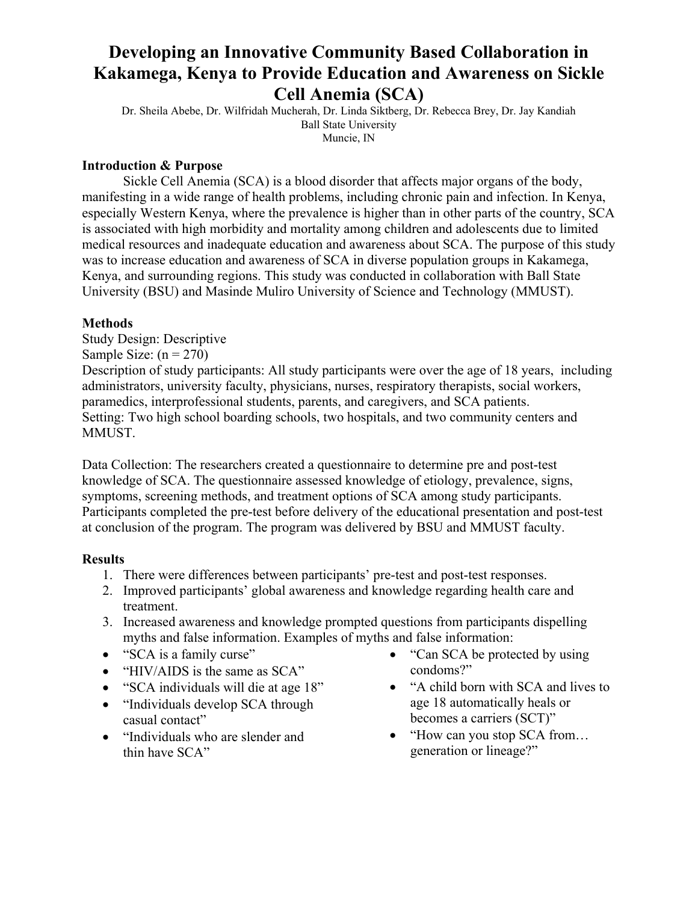# Developing an Innovative Community Based Collaboration in Kakamega, Kenya to Provide Education and Awareness on Sickle Cell Anemia (SCA)

Dr. Sheila Abebe, Dr. Wilfridah Mucherah, Dr. Linda Siktberg, Dr. Rebecca Brey, Dr. Jay Kandiah
Ball State University
Muncie, IN

## Introduction & Purpose

Sickle Cell Anemia (SCA) is a blood disorder that affects major organs of the body, manifesting in a wide range of health problems, including chronic pain and infection. In Kenya, especially Western Kenya, where the prevalence is higher than in other parts of the country, SCA is associated with high morbidity and mortality among children and adolescents due to limited medical resources and inadequate education and awareness about SCA. The purpose of this study was to increase education and awareness of SCA in diverse population groups in Kakamega, Kenya, and surrounding regions. This study was conducted in collaboration with Ball State University (BSU) and Masinde Muliro University of Science and Technology (MMUST).

## Methods

Study Design: Descriptive
Sample Size: (n = 270)
Description of study participants: All study participants were over the age of 18 years, including administrators, university faculty, physicians, nurses, respiratory therapists, social workers, paramedics, interprofessional students, parents, and caregivers, and SCA patients.
Setting: Two high school boarding schools, two hospitals, and two community centers and MMUST.

Data Collection: The researchers created a questionnaire to determine pre and post-test knowledge of SCA. The questionnaire assessed knowledge of etiology, prevalence, signs, symptoms, screening methods, and treatment options of SCA among study participants. Participants completed the pre-test before delivery of the educational presentation and post-test at conclusion of the program. The program was delivered by BSU and MMUST faculty.

## Results

1. There were differences between participants' pre-test and post-test responses.
2. Improved participants' global awareness and knowledge regarding health care and treatment.
3. Increased awareness and knowledge prompted questions from participants dispelling myths and false information. Examples of myths and false information:

- "SCA is a family curse"
- "HIV/AIDS is the same as SCA"
- "SCA individuals will die at age 18"
- "Individuals develop SCA through casual contact"
- "Individuals who are slender and thin have SCA"
- "Can SCA be protected by using condoms?"
- "A child born with SCA and lives to age 18 automatically heals or becomes a carriers (SCT)"
- "How can you stop SCA from… generation or lineage?"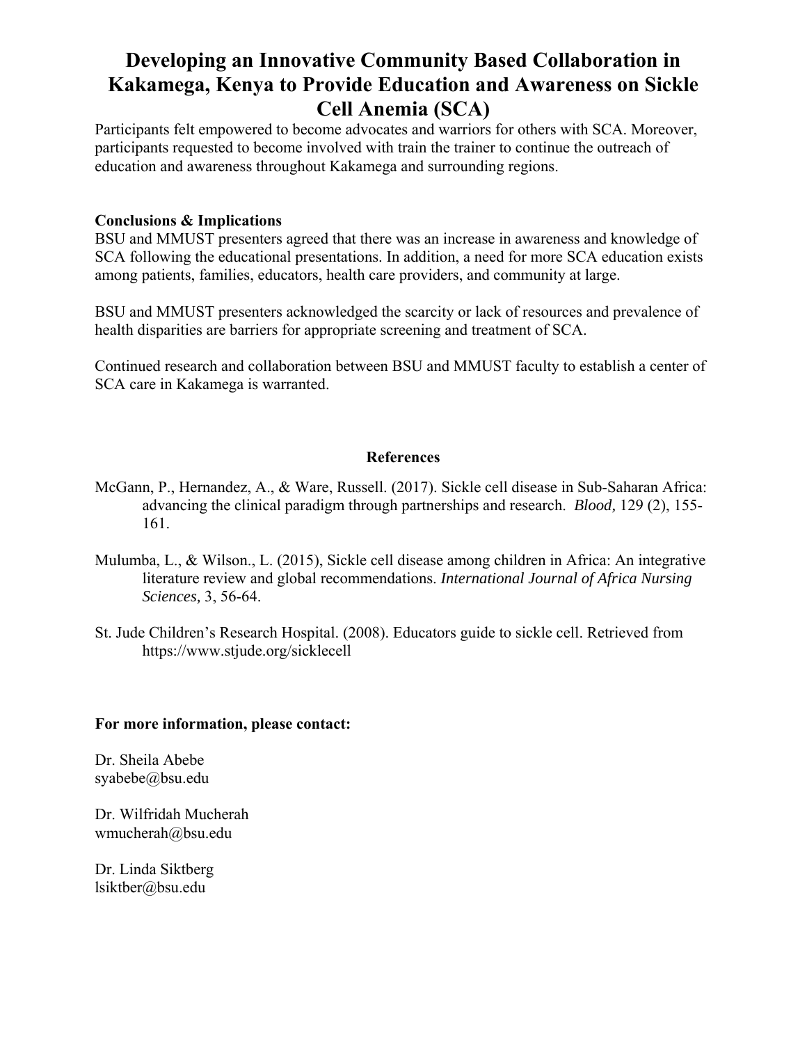# Developing an Innovative Community Based Collaboration in Kakamega, Kenya to Provide Education and Awareness on Sickle Cell Anemia (SCA)

Participants felt empowered to become advocates and warriors for others with SCA. Moreover, participants requested to become involved with train the trainer to continue the outreach of education and awareness throughout Kakamega and surrounding regions.

**Conclusions & Implications**

BSU and MMUST presenters agreed that there was an increase in awareness and knowledge of SCA following the educational presentations. In addition, a need for more SCA education exists among patients, families, educators, health care providers, and community at large.

BSU and MMUST presenters acknowledged the scarcity or lack of resources and prevalence of health disparities are barriers for appropriate screening and treatment of SCA.

Continued research and collaboration between BSU and MMUST faculty to establish a center of SCA care in Kakamega is warranted.

**References**

McGann, P., Hernandez, A., & Ware, Russell. (2017). Sickle cell disease in Sub-Saharan Africa: advancing the clinical paradigm through partnerships and research. *Blood,* 129 (2), 155-161.

Mulumba, L., & Wilson., L. (2015), Sickle cell disease among children in Africa: An integrative literature review and global recommendations. *International Journal of Africa Nursing Sciences,* 3, 56-64.

St. Jude Children's Research Hospital. (2008). Educators guide to sickle cell. Retrieved from https://www.stjude.org/sicklecell

**For more information, please contact:**

Dr. Sheila Abebe
syabebe@bsu.edu

Dr. Wilfridah Mucherah
wmucherah@bsu.edu

Dr. Linda Siktberg
lsiktber@bsu.edu